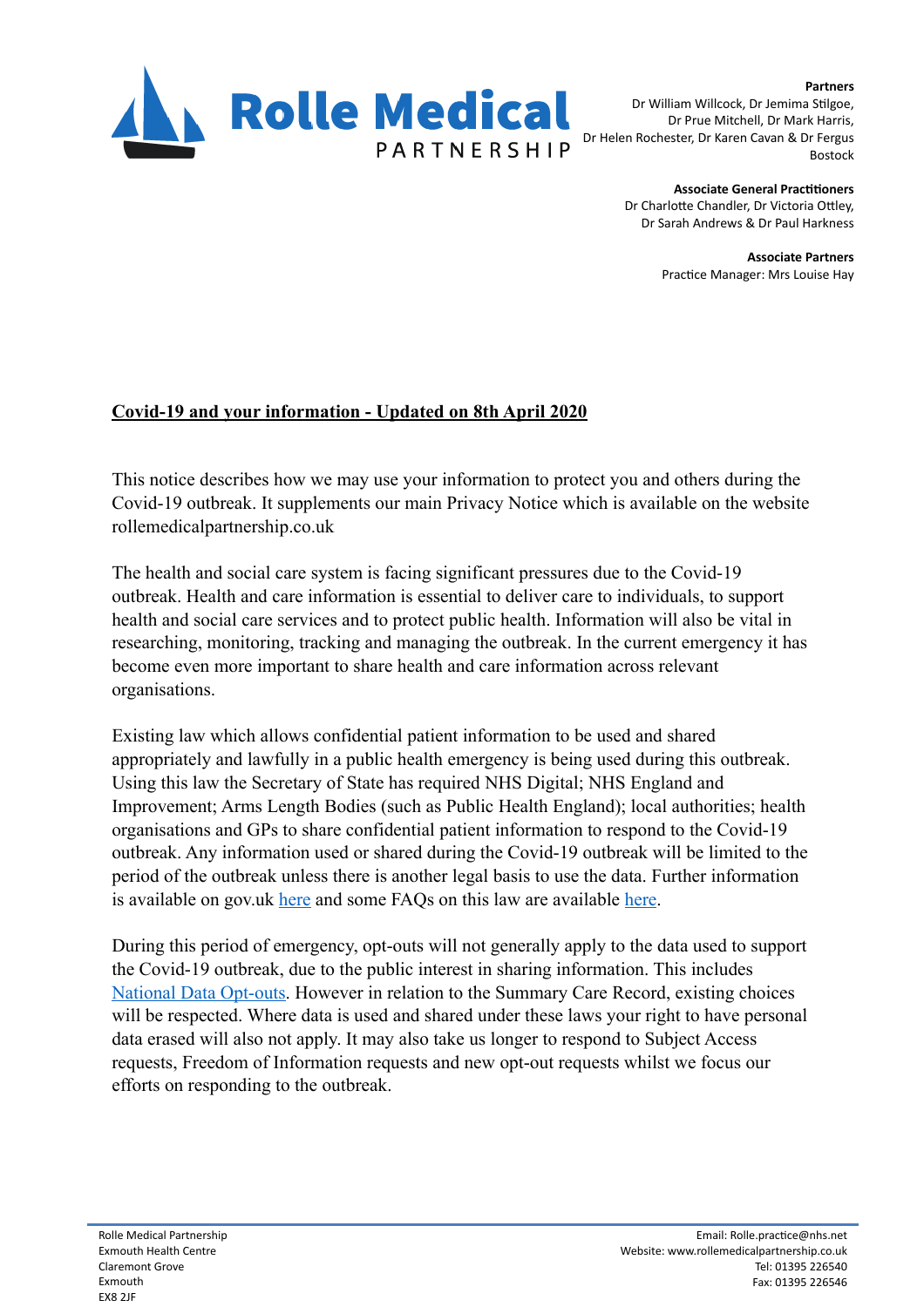**Rolle Medical PARTNERSHIP**

**Partners**
Dr William Willcock, Dr Jemima Stilgoe,
Dr Prue Mitchell, Dr Mark Harris,
Dr Helen Rochester, Dr Karen Cavan & Dr Fergus Bostock

**Associate General Practitioners**
Dr Charlotte Chandler, Dr Victoria Ottley,
Dr Sarah Andrews & Dr Paul Harkness

**Associate Partners**
Practice Manager: Mrs Louise Hay

## Covid-19 and your information - Updated on 8th April 2020

This notice describes how we may use your information to protect you and others during the Covid-19 outbreak. It supplements our main Privacy Notice which is available on the website rollemedicalpartnership.co.uk

The health and social care system is facing significant pressures due to the Covid-19 outbreak. Health and care information is essential to deliver care to individuals, to support health and social care services and to protect public health. Information will also be vital in researching, monitoring, tracking and managing the outbreak. In the current emergency it has become even more important to share health and care information across relevant organisations.

Existing law which allows confidential patient information to be used and shared appropriately and lawfully in a public health emergency is being used during this outbreak. Using this law the Secretary of State has required NHS Digital; NHS England and Improvement; Arms Length Bodies (such as Public Health England); local authorities; health organisations and GPs to share confidential patient information to respond to the Covid-19 outbreak. Any information used or shared during the Covid-19 outbreak will be limited to the period of the outbreak unless there is another legal basis to use the data. Further information is available on gov.uk here and some FAQs on this law are available here.

During this period of emergency, opt-outs will not generally apply to the data used to support the Covid-19 outbreak, due to the public interest in sharing information. This includes National Data Opt-outs. However in relation to the Summary Care Record, existing choices will be respected. Where data is used and shared under these laws your right to have personal data erased will also not apply. It may also take us longer to respond to Subject Access requests, Freedom of Information requests and new opt-out requests whilst we focus our efforts on responding to the outbreak.

Rolle Medical Partnership
Exmouth Health Centre
Claremont Grove
Exmouth
EX8 2JF

Email: Rolle.practice@nhs.net
Website: www.rollemedicalpartnership.co.uk
Tel: 01395 226540
Fax: 01395 226546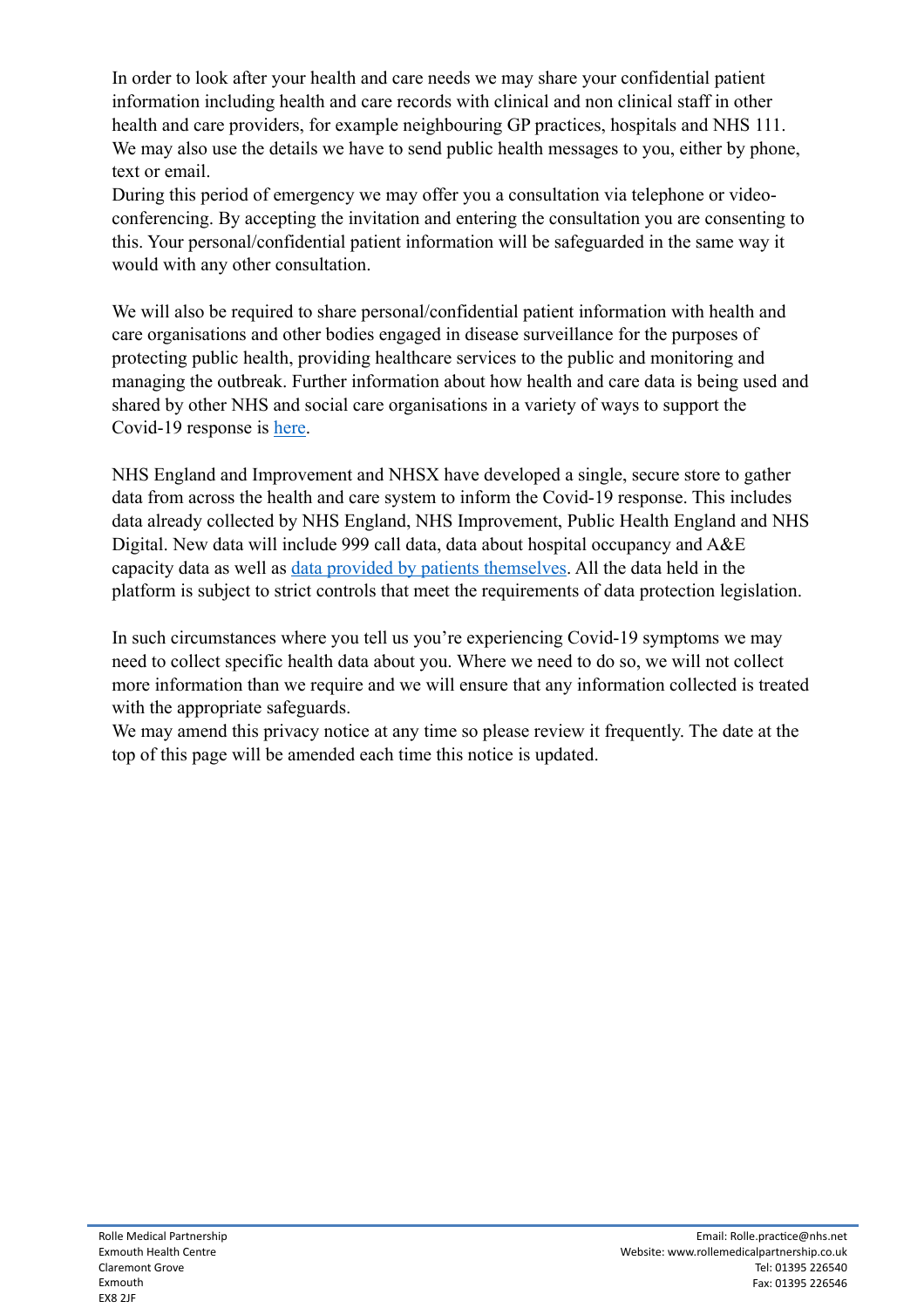In order to look after your health and care needs we may share your confidential patient information including health and care records with clinical and non clinical staff in other health and care providers, for example neighbouring GP practices, hospitals and NHS 111. We may also use the details we have to send public health messages to you, either by phone, text or email.

During this period of emergency we may offer you a consultation via telephone or video-conferencing. By accepting the invitation and entering the consultation you are consenting to this. Your personal/confidential patient information will be safeguarded in the same way it would with any other consultation.

We will also be required to share personal/confidential patient information with health and care organisations and other bodies engaged in disease surveillance for the purposes of protecting public health, providing healthcare services to the public and monitoring and managing the outbreak. Further information about how health and care data is being used and shared by other NHS and social care organisations in a variety of ways to support the Covid-19 response is here.

NHS England and Improvement and NHSX have developed a single, secure store to gather data from across the health and care system to inform the Covid-19 response. This includes data already collected by NHS England, NHS Improvement, Public Health England and NHS Digital. New data will include 999 call data, data about hospital occupancy and A&E capacity data as well as data provided by patients themselves. All the data held in the platform is subject to strict controls that meet the requirements of data protection legislation.

In such circumstances where you tell us you're experiencing Covid-19 symptoms we may need to collect specific health data about you. Where we need to do so, we will not collect more information than we require and we will ensure that any information collected is treated with the appropriate safeguards.

We may amend this privacy notice at any time so please review it frequently. The date at the top of this page will be amended each time this notice is updated.